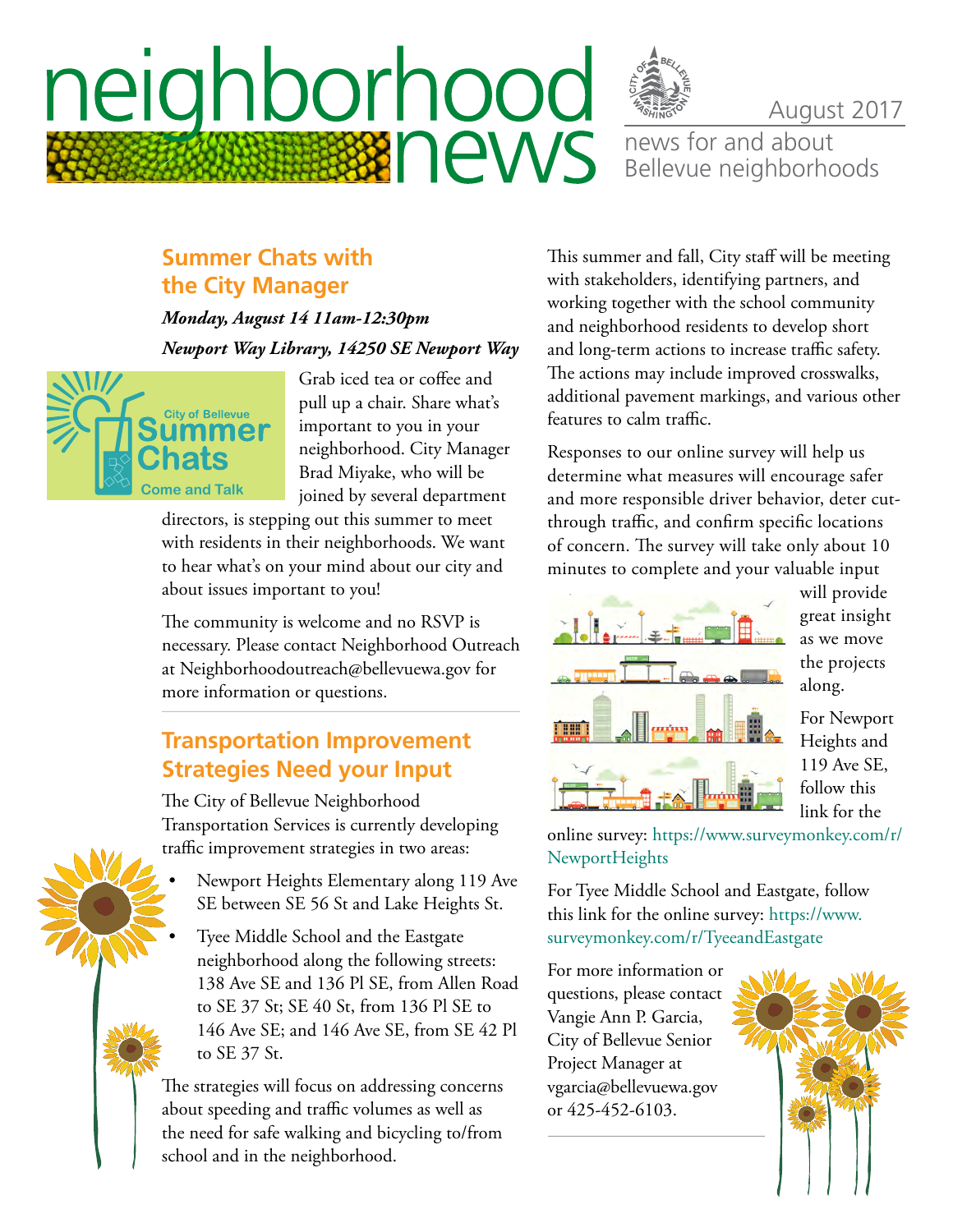# neighborhood news

August 2017

news for and about Bellevue neighborhoods

## Summer Chats with the City Manager

***Monday, August 14 11am-12:30pm***

***Newport Way Library, 14250 SE Newport Way***

City of Bellevue Summer Chats Come and Talk

Grab iced tea or coffee and pull up a chair. Share what's important to you in your neighborhood. City Manager Brad Miyake, who will be joined by several department directors, is stepping out this summer to meet with residents in their neighborhoods. We want to hear what's on your mind about our city and about issues important to you!

The community is welcome and no RSVP is necessary. Please contact Neighborhood Outreach at Neighborhoodoutreach@bellevuewa.gov for more information or questions.

## Transportation Improvement Strategies Need your Input

The City of Bellevue Neighborhood Transportation Services is currently developing traffic improvement strategies in two areas:

- Newport Heights Elementary along 119 Ave SE between SE 56 St and Lake Heights St.
- Tyee Middle School and the Eastgate neighborhood along the following streets: 138 Ave SE and 136 Pl SE, from Allen Road to SE 37 St; SE 40 St, from 136 Pl SE to 146 Ave SE; and 146 Ave SE, from SE 42 Pl to SE 37 St.

The strategies will focus on addressing concerns about speeding and traffic volumes as well as the need for safe walking and bicycling to/from school and in the neighborhood.

This summer and fall, City staff will be meeting with stakeholders, identifying partners, and working together with the school community and neighborhood residents to develop short and long-term actions to increase traffic safety. The actions may include improved crosswalks, additional pavement markings, and various other features to calm traffic.

Responses to our online survey will help us determine what measures will encourage safer and more responsible driver behavior, deter cut-through traffic, and confirm specific locations of concern. The survey will take only about 10 minutes to complete and your valuable input will provide great insight as we move the projects along.

For Newport Heights and 119 Ave SE, follow this link for the online survey: https://www.surveymonkey.com/r/NewportHeights

For Tyee Middle School and Eastgate, follow this link for the online survey: https://www.surveymonkey.com/r/TyeeandEastgate

For more information or questions, please contact Vangie Ann P. Garcia, City of Bellevue Senior Project Manager at vgarcia@bellevuewa.gov or 425-452-6103.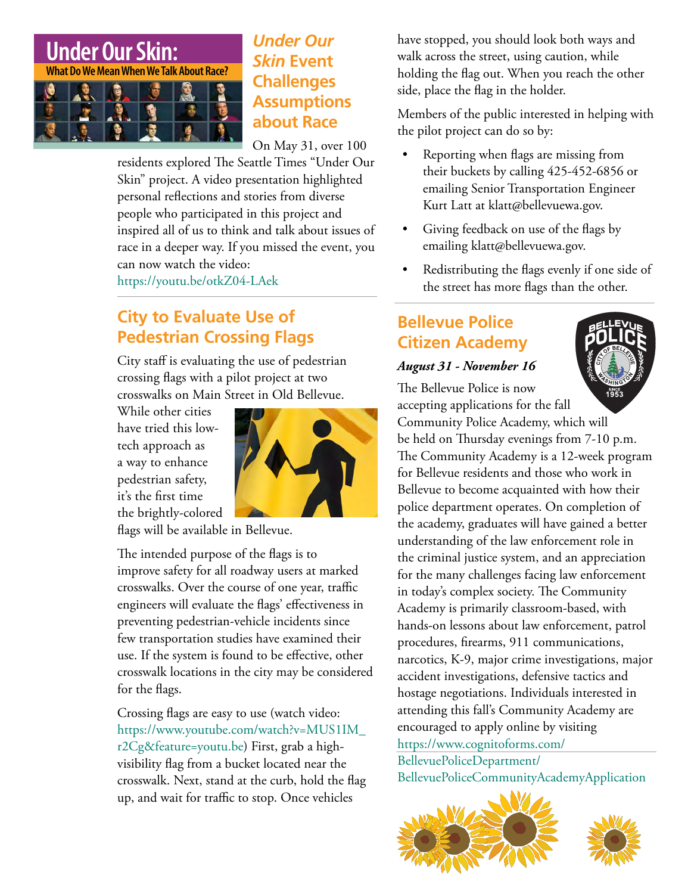## *Under Our Skin* Event Challenges Assumptions about Race

On May 31, over 100 residents explored The Seattle Times "Under Our Skin" project. A video presentation highlighted personal reflections and stories from diverse people who participated in this project and inspired all of us to think and talk about issues of race in a deeper way. If you missed the event, you can now watch the video: https://youtu.be/otkZ04-LAek

## City to Evaluate Use of Pedestrian Crossing Flags

City staff is evaluating the use of pedestrian crossing flags with a pilot project at two crosswalks on Main Street in Old Bellevue. While other cities have tried this low-tech approach as a way to enhance pedestrian safety, it's the first time the brightly-colored flags will be available in Bellevue.

The intended purpose of the flags is to improve safety for all roadway users at marked crosswalks. Over the course of one year, traffic engineers will evaluate the flags' effectiveness in preventing pedestrian-vehicle incidents since few transportation studies have examined their use. If the system is found to be effective, other crosswalk locations in the city may be considered for the flags.

Crossing flags are easy to use (watch video: https://www.youtube.com/watch?v=MUS1IM_r2Cg&feature=youtu.be) First, grab a high-visibility flag from a bucket located near the crosswalk. Next, stand at the curb, hold the flag up, and wait for traffic to stop. Once vehicles have stopped, you should look both ways and walk across the street, using caution, while holding the flag out. When you reach the other side, place the flag in the holder.

Members of the public interested in helping with the pilot project can do so by:

- Reporting when flags are missing from their buckets by calling 425-452-6856 or emailing Senior Transportation Engineer Kurt Latt at klatt@bellevuewa.gov.
- Giving feedback on use of the flags by emailing klatt@bellevuewa.gov.
- Redistributing the flags evenly if one side of the street has more flags than the other.

## Bellevue Police Citizen Academy

***August 31 - November 16***

The Bellevue Police is now accepting applications for the fall Community Police Academy, which will be held on Thursday evenings from 7-10 p.m. The Community Academy is a 12-week program for Bellevue residents and those who work in Bellevue to become acquainted with how their police department operates. On completion of the academy, graduates will have gained a better understanding of the law enforcement role in the criminal justice system, and an appreciation for the many challenges facing law enforcement in today's complex society. The Community Academy is primarily classroom-based, with hands-on lessons about law enforcement, patrol procedures, firearms, 911 communications, narcotics, K-9, major crime investigations, major accident investigations, defensive tactics and hostage negotiations. Individuals interested in attending this fall's Community Academy are encouraged to apply online by visiting https://www.cognitoforms.com/BellevuePoliceDepartment/BellevuePoliceCommunityAcademyApplication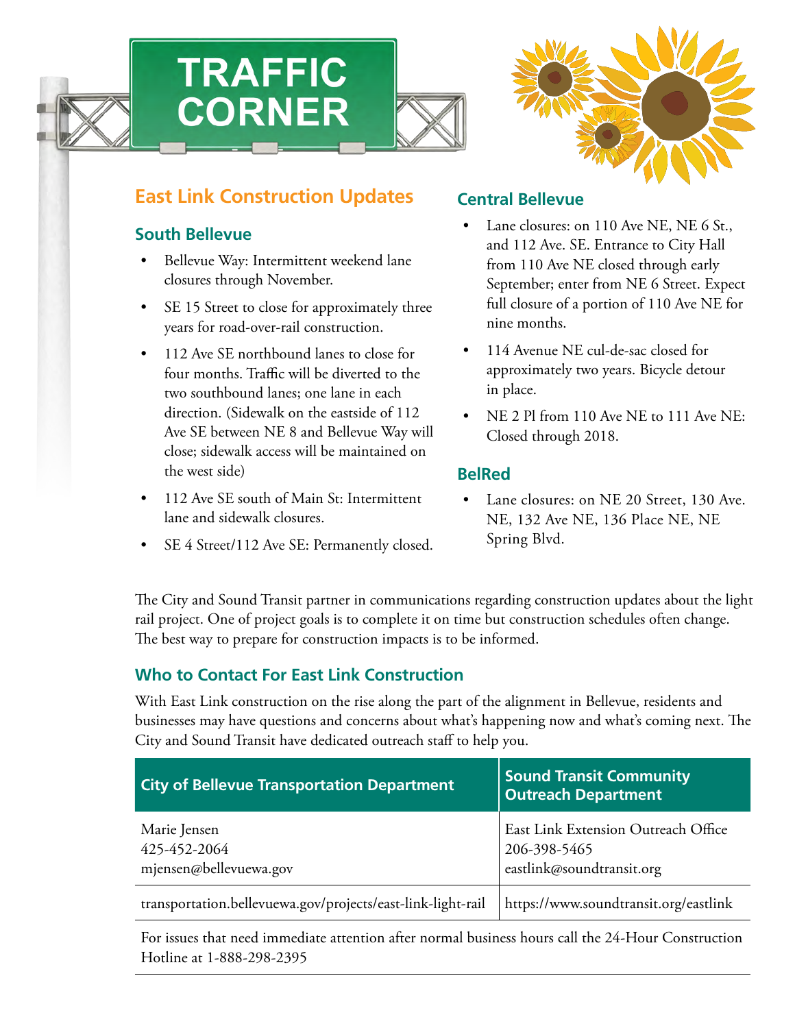# TRAFFIC CORNER

## East Link Construction Updates

### South Bellevue

- Bellevue Way: Intermittent weekend lane closures through November.
- SE 15 Street to close for approximately three years for road-over-rail construction.
- 112 Ave SE northbound lanes to close for four months. Traffic will be diverted to the two southbound lanes; one lane in each direction. (Sidewalk on the eastside of 112 Ave SE between NE 8 and Bellevue Way will close; sidewalk access will be maintained on the west side)
- 112 Ave SE south of Main St: Intermittent lane and sidewalk closures.
- SE 4 Street/112 Ave SE: Permanently closed.

### Central Bellevue

- Lane closures: on 110 Ave NE, NE 6 St., and 112 Ave. SE. Entrance to City Hall from 110 Ave NE closed through early September; enter from NE 6 Street. Expect full closure of a portion of 110 Ave NE for nine months.
- 114 Avenue NE cul-de-sac closed for approximately two years. Bicycle detour in place.
- NE 2 Pl from 110 Ave NE to 111 Ave NE: Closed through 2018.

### BelRed

- Lane closures: on NE 20 Street, 130 Ave. NE, 132 Ave NE, 136 Place NE, NE Spring Blvd.

The City and Sound Transit partner in communications regarding construction updates about the light rail project. One of project goals is to complete it on time but construction schedules often change. The best way to prepare for construction impacts is to be informed.

### Who to Contact For East Link Construction

With East Link construction on the rise along the part of the alignment in Bellevue, residents and businesses may have questions and concerns about what's happening now and what's coming next. The City and Sound Transit have dedicated outreach staff to help you.

| City of Bellevue Transportation Department | Sound Transit Community Outreach Department |
|---|---|
| Marie Jensen<br>425-452-2064<br>mjensen@bellevuewa.gov | East Link Extension Outreach Office<br>206-398-5465<br>eastlink@soundtransit.org |
| transportation.bellevuewa.gov/projects/east-link-light-rail | https://www.soundtransit.org/eastlink |

For issues that need immediate attention after normal business hours call the 24-Hour Construction Hotline at 1-888-298-2395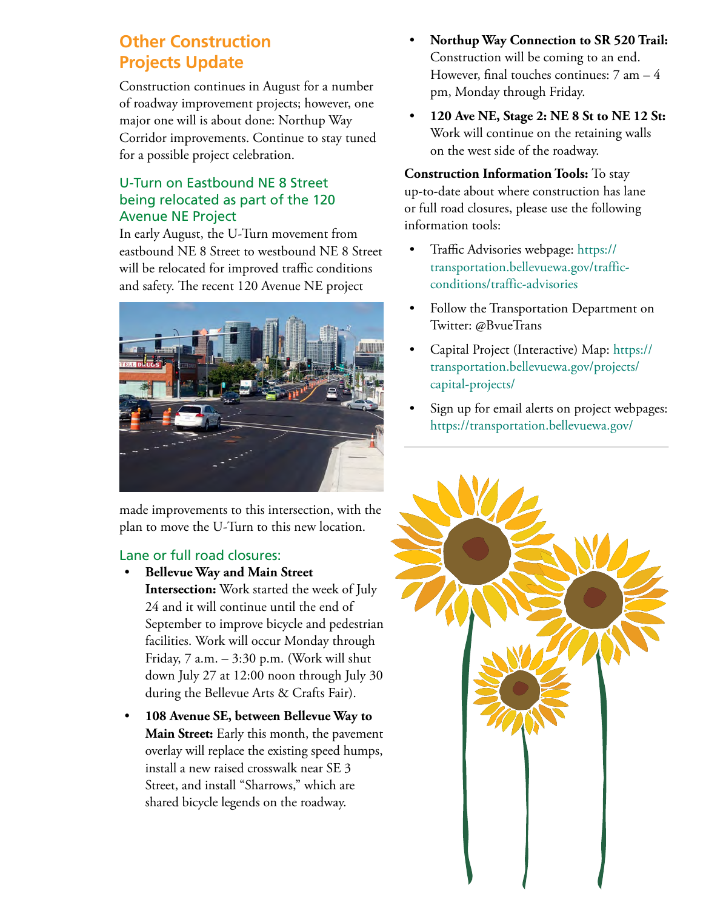## Other Construction Projects Update

Construction continues in August for a number of roadway improvement projects; however, one major one will is about done: Northup Way Corridor improvements. Continue to stay tuned for a possible project celebration.

### U-Turn on Eastbound NE 8 Street being relocated as part of the 120 Avenue NE Project

In early August, the U-Turn movement from eastbound NE 8 Street to westbound NE 8 Street will be relocated for improved traffic conditions and safety. The recent 120 Avenue NE project made improvements to this intersection, with the plan to move the U-Turn to this new location.

### Lane or full road closures:

- **Bellevue Way and Main Street Intersection:** Work started the week of July 24 and it will continue until the end of September to improve bicycle and pedestrian facilities. Work will occur Monday through Friday, 7 a.m. – 3:30 p.m. (Work will shut down July 27 at 12:00 noon through July 30 during the Bellevue Arts & Crafts Fair).
- **108 Avenue SE, between Bellevue Way to Main Street:** Early this month, the pavement overlay will replace the existing speed humps, install a new raised crosswalk near SE 3 Street, and install "Sharrows," which are shared bicycle legends on the roadway.
- **Northup Way Connection to SR 520 Trail:** Construction will be coming to an end. However, final touches continues: 7 am – 4 pm, Monday through Friday.
- **120 Ave NE, Stage 2: NE 8 St to NE 12 St:** Work will continue on the retaining walls on the west side of the roadway.

**Construction Information Tools:** To stay up-to-date about where construction has lane or full road closures, please use the following information tools:

- Traffic Advisories webpage: https://transportation.bellevuewa.gov/traffic-conditions/traffic-advisories
- Follow the Transportation Department on Twitter: @BvueTrans
- Capital Project (Interactive) Map: https://transportation.bellevuewa.gov/projects/capital-projects/
- Sign up for email alerts on project webpages: https://transportation.bellevuewa.gov/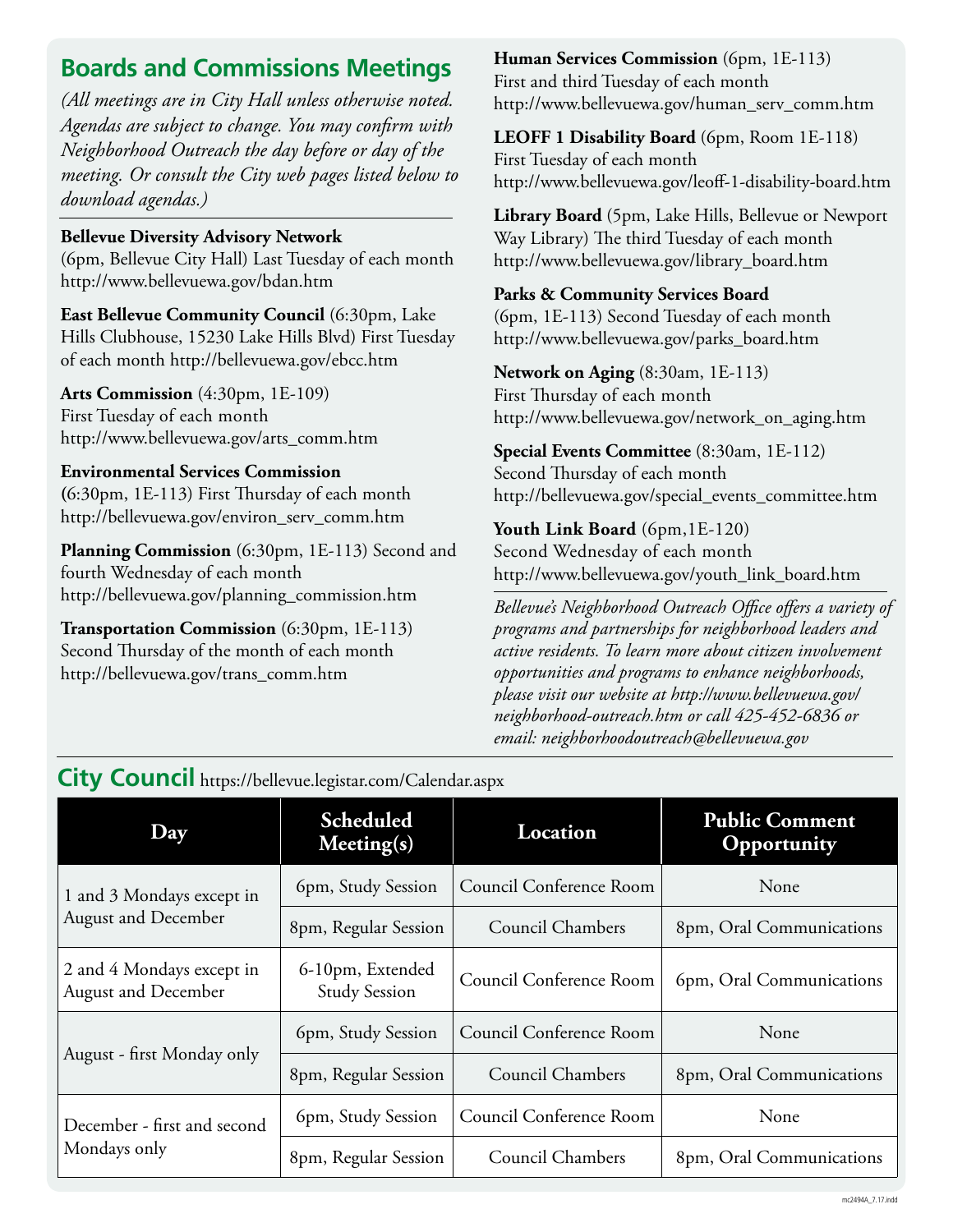## Boards and Commissions Meetings

*(All meetings are in City Hall unless otherwise noted. Agendas are subject to change. You may confirm with Neighborhood Outreach the day before or day of the meeting. Or consult the City web pages listed below to download agendas.)*

**Bellevue Diversity Advisory Network**
(6pm, Bellevue City Hall) Last Tuesday of each month
http://www.bellevuewa.gov/bdan.htm

**East Bellevue Community Council** (6:30pm, Lake Hills Clubhouse, 15230 Lake Hills Blvd) First Tuesday of each month http://bellevuewa.gov/ebcc.htm

**Arts Commission** (4:30pm, 1E-109)
First Tuesday of each month
http://www.bellevuewa.gov/arts_comm.htm

**Environmental Services Commission**
(6:30pm, 1E-113) First Thursday of each month
http://bellevuewa.gov/environ_serv_comm.htm

**Planning Commission** (6:30pm, 1E-113) Second and fourth Wednesday of each month
http://bellevuewa.gov/planning_commission.htm

**Transportation Commission** (6:30pm, 1E-113)
Second Thursday of the month of each month
http://bellevuewa.gov/trans_comm.htm

**Human Services Commission** (6pm, 1E-113)
First and third Tuesday of each month
http://www.bellevuewa.gov/human_serv_comm.htm

**LEOFF 1 Disability Board** (6pm, Room 1E-118)
First Tuesday of each month
http://www.bellevuewa.gov/leoff-1-disability-board.htm

**Library Board** (5pm, Lake Hills, Bellevue or Newport Way Library) The third Tuesday of each month
http://www.bellevuewa.gov/library_board.htm

**Parks & Community Services Board**
(6pm, 1E-113) Second Tuesday of each month
http://www.bellevuewa.gov/parks_board.htm

**Network on Aging** (8:30am, 1E-113)
First Thursday of each month
http://www.bellevuewa.gov/network_on_aging.htm

**Special Events Committee** (8:30am, 1E-112)
Second Thursday of each month
http://bellevuewa.gov/special_events_committee.htm

**Youth Link Board** (6pm,1E-120)
Second Wednesday of each month
http://www.bellevuewa.gov/youth_link_board.htm

*Bellevue's Neighborhood Outreach Office offers a variety of programs and partnerships for neighborhood leaders and active residents. To learn more about citizen involvement opportunities and programs to enhance neighborhoods, please visit our website at http://www.bellevuewa.gov/neighborhood-outreach.htm or call 425-452-6836 or email: neighborhoodoutreach@bellevuewa.gov*

## City Council https://bellevue.legistar.com/Calendar.aspx

| Day | Scheduled Meeting(s) | Location | Public Comment Opportunity |
|---|---|---|---|
| 1 and 3 Mondays except in August and December | 6pm, Study Session | Council Conference Room | None |
| | 8pm, Regular Session | Council Chambers | 8pm, Oral Communications |
| 2 and 4 Mondays except in August and December | 6-10pm, Extended Study Session | Council Conference Room | 6pm, Oral Communications |
| August - first Monday only | 6pm, Study Session | Council Conference Room | None |
| | 8pm, Regular Session | Council Chambers | 8pm, Oral Communications |
| December - first and second Mondays only | 6pm, Study Session | Council Conference Room | None |
| | 8pm, Regular Session | Council Chambers | 8pm, Oral Communications |

mc2494A_7.17.indd